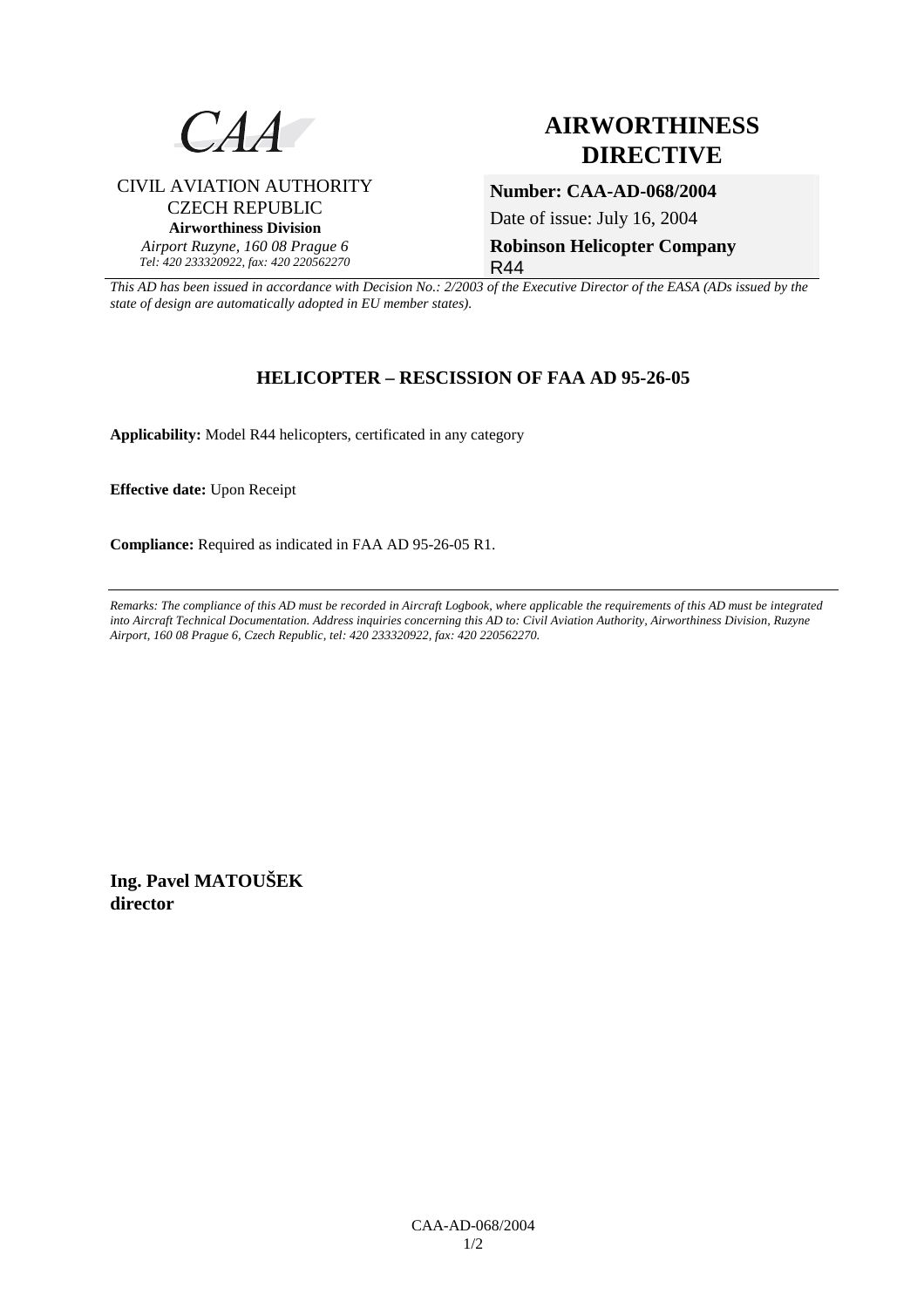CAA

CIVIL AVIATION AUTHORITY
CZECH REPUBLIC
**Airworthiness Division**
*Airport Ruzyne, 160 08 Prague 6*
*Tel: 420 233320922, fax: 420 220562270*

# AIRWORTHINESS DIRECTIVE

**Number: CAA-AD-068/2004**

Date of issue: July 16, 2004

**Robinson Helicopter Company**
R44

*This AD has been issued in accordance with Decision No.: 2/2003 of the Executive Director of the EASA (ADs issued by the state of design are automatically adopted in EU member states).*

## HELICOPTER – RESCISSION OF FAA AD 95-26-05

**Applicability:** Model R44 helicopters, certificated in any category

**Effective date:** Upon Receipt

**Compliance:** Required as indicated in FAA AD 95-26-05 R1.

---

*Remarks: The compliance of this AD must be recorded in Aircraft Logbook, where applicable the requirements of this AD must be integrated into Aircraft Technical Documentation. Address inquiries concerning this AD to: Civil Aviation Authority, Airworthiness Division, Ruzyne Airport, 160 08 Prague 6, Czech Republic, tel: 420 233320922, fax: 420 220562270.*

**Ing. Pavel MATOUŠEK**
**director**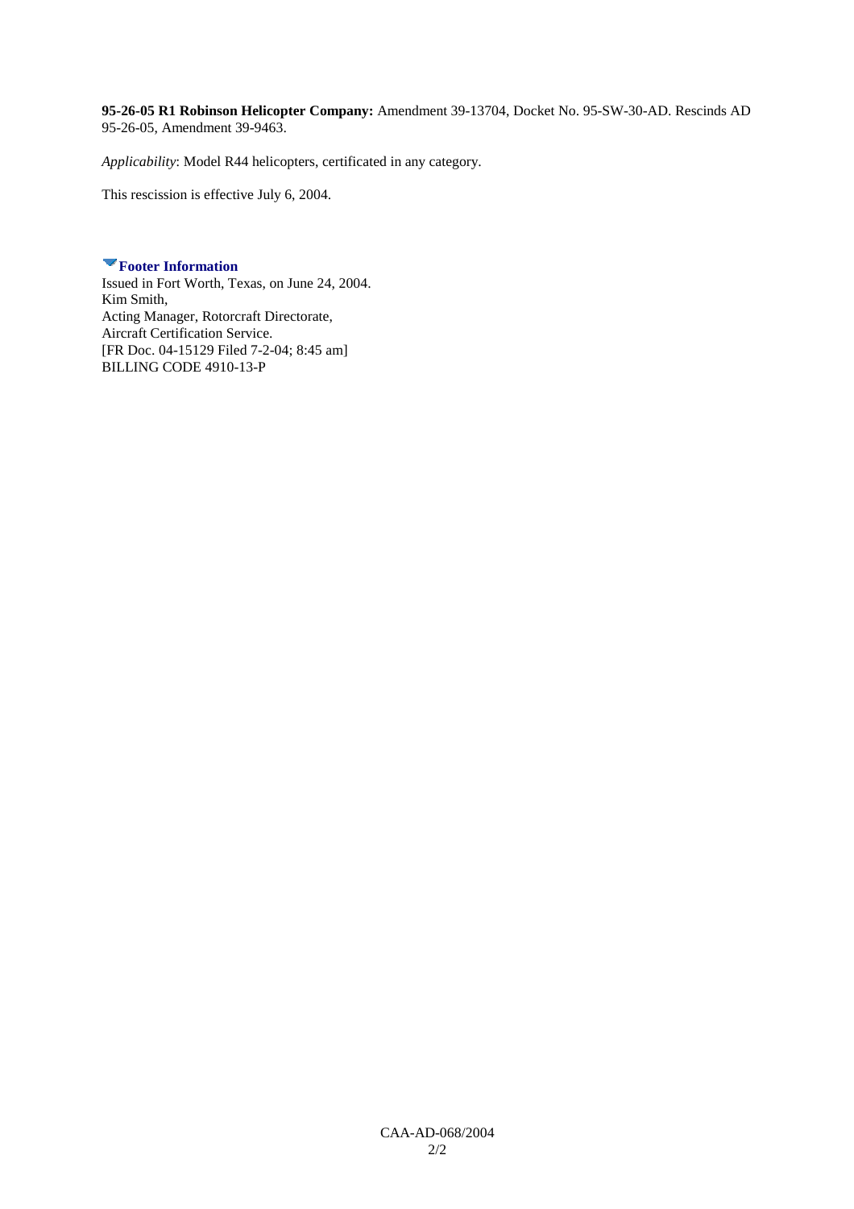**95-26-05 R1 Robinson Helicopter Company:** Amendment 39-13704, Docket No. 95-SW-30-AD. Rescinds AD 95-26-05, Amendment 39-9463.

*Applicability*: Model R44 helicopters, certificated in any category.

This rescission is effective July 6, 2004.

**Footer Information**

Issued in Fort Worth, Texas, on June 24, 2004.
Kim Smith,
Acting Manager, Rotorcraft Directorate,
Aircraft Certification Service.
[FR Doc. 04-15129 Filed 7-2-04; 8:45 am]
BILLING CODE 4910-13-P